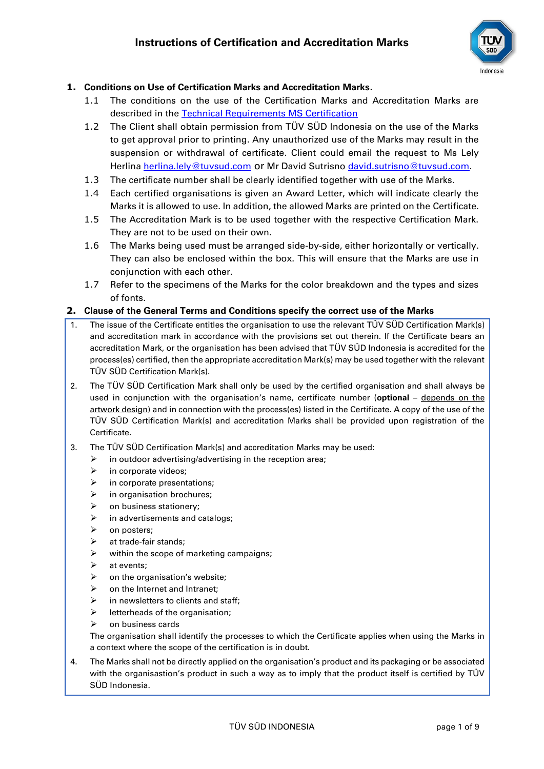# Instructions of Certification and Accreditation Marks

## 1. Conditions on Use of Certification Marks and Accreditation Marks.

1.1 The conditions on the use of the Certification Marks and Accreditation Marks are described in the Technical Requirements MS Certification

1.2 The Client shall obtain permission from TÜV SÜD Indonesia on the use of the Marks to get approval prior to printing. Any unauthorized use of the Marks may result in the suspension or withdrawal of certificate. Client could email the request to Ms Lely Herlina herlina.lely@tuvsud.com or Mr David Sutrisno david.sutrisno@tuvsud.com.

1.3 The certificate number shall be clearly identified together with use of the Marks.

1.4 Each certified organisations is given an Award Letter, which will indicate clearly the Marks it is allowed to use. In addition, the allowed Marks are printed on the Certificate.

1.5 The Accreditation Mark is to be used together with the respective Certification Mark. They are not to be used on their own.

1.6 The Marks being used must be arranged side-by-side, either horizontally or vertically. They can also be enclosed within the box. This will ensure that the Marks are use in conjunction with each other.

1.7 Refer to the specimens of the Marks for the color breakdown and the types and sizes of fonts.

## 2. Clause of the General Terms and Conditions specify the correct use of the Marks

1. The issue of the Certificate entitles the organisation to use the relevant TÜV SÜD Certification Mark(s) and accreditation mark in accordance with the provisions set out therein. If the Certificate bears an accreditation Mark, or the organisation has been advised that TÜV SÜD Indonesia is accredited for the process(es) certified, then the appropriate accreditation Mark(s) may be used together with the relevant TÜV SÜD Certification Mark(s).

2. The TÜV SÜD Certification Mark shall only be used by the certified organisation and shall always be used in conjunction with the organisation's name, certificate number (**optional** – depends on the artwork design) and in connection with the process(es) listed in the Certificate. A copy of the use of the TÜV SÜD Certification Mark(s) and accreditation Marks shall be provided upon registration of the Certificate.

3. The TÜV SÜD Certification Mark(s) and accreditation Marks may be used:
   - in outdoor advertising/advertising in the reception area;
   - in corporate videos;
   - in corporate presentations;
   - in organisation brochures;
   - on business stationery;
   - in advertisements and catalogs;
   - on posters;
   - at trade-fair stands;
   - within the scope of marketing campaigns;
   - at events;
   - on the organisation's website;
   - on the Internet and Intranet;
   - in newsletters to clients and staff;
   - letterheads of the organisation;
   - on business cards

   The organisation shall identify the processes to which the Certificate applies when using the Marks in a context where the scope of the certification is in doubt.

4. The Marks shall not be directly applied on the organisation's product and its packaging or be associated with the organisastion's product in such a way as to imply that the product itself is certified by TÜV SÜD Indonesia.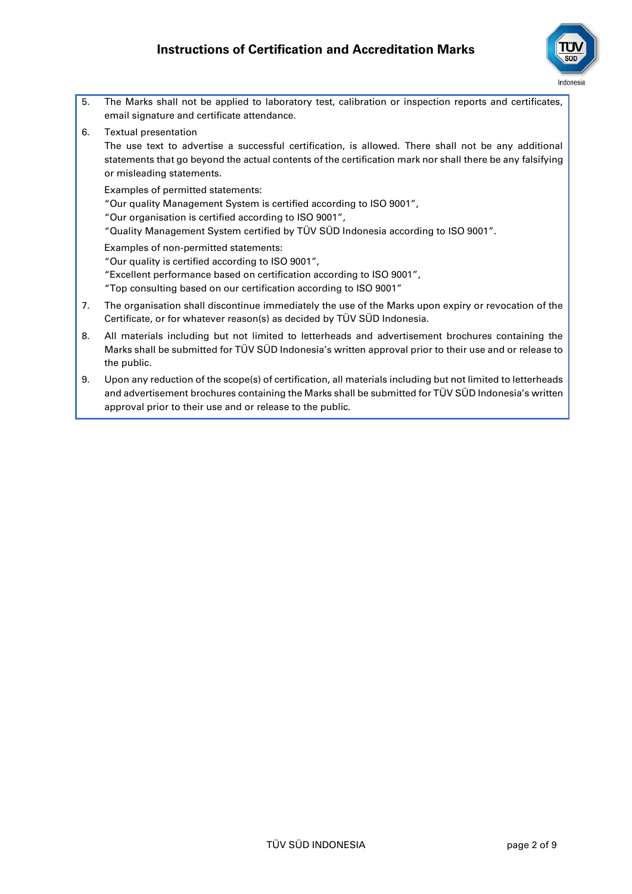5. The Marks shall not be applied to laboratory test, calibration or inspection reports and certificates, email signature and certificate attendance.

6. Textual presentation
   The use text to advertise a successful certification, is allowed. There shall not be any additional statements that go beyond the actual contents of the certification mark nor shall there be any falsifying or misleading statements.

   Examples of permitted statements:
   "Our quality Management System is certified according to ISO 9001",
   "Our organisation is certified according to ISO 9001",
   "Quality Management System certified by TÜV SÜD Indonesia according to ISO 9001".

   Examples of non-permitted statements:
   "Our quality is certified according to ISO 9001",
   "Excellent performance based on certification according to ISO 9001",
   "Top consulting based on our certification according to ISO 9001"

7. The organisation shall discontinue immediately the use of the Marks upon expiry or revocation of the Certificate, or for whatever reason(s) as decided by TÜV SÜD Indonesia.

8. All materials including but not limited to letterheads and advertisement brochures containing the Marks shall be submitted for TÜV SÜD Indonesia's written approval prior to their use and or release to the public.

9. Upon any reduction of the scope(s) of certification, all materials including but not limited to letterheads and advertisement brochures containing the Marks shall be submitted for TÜV SÜD Indonesia's written approval prior to their use and or release to the public.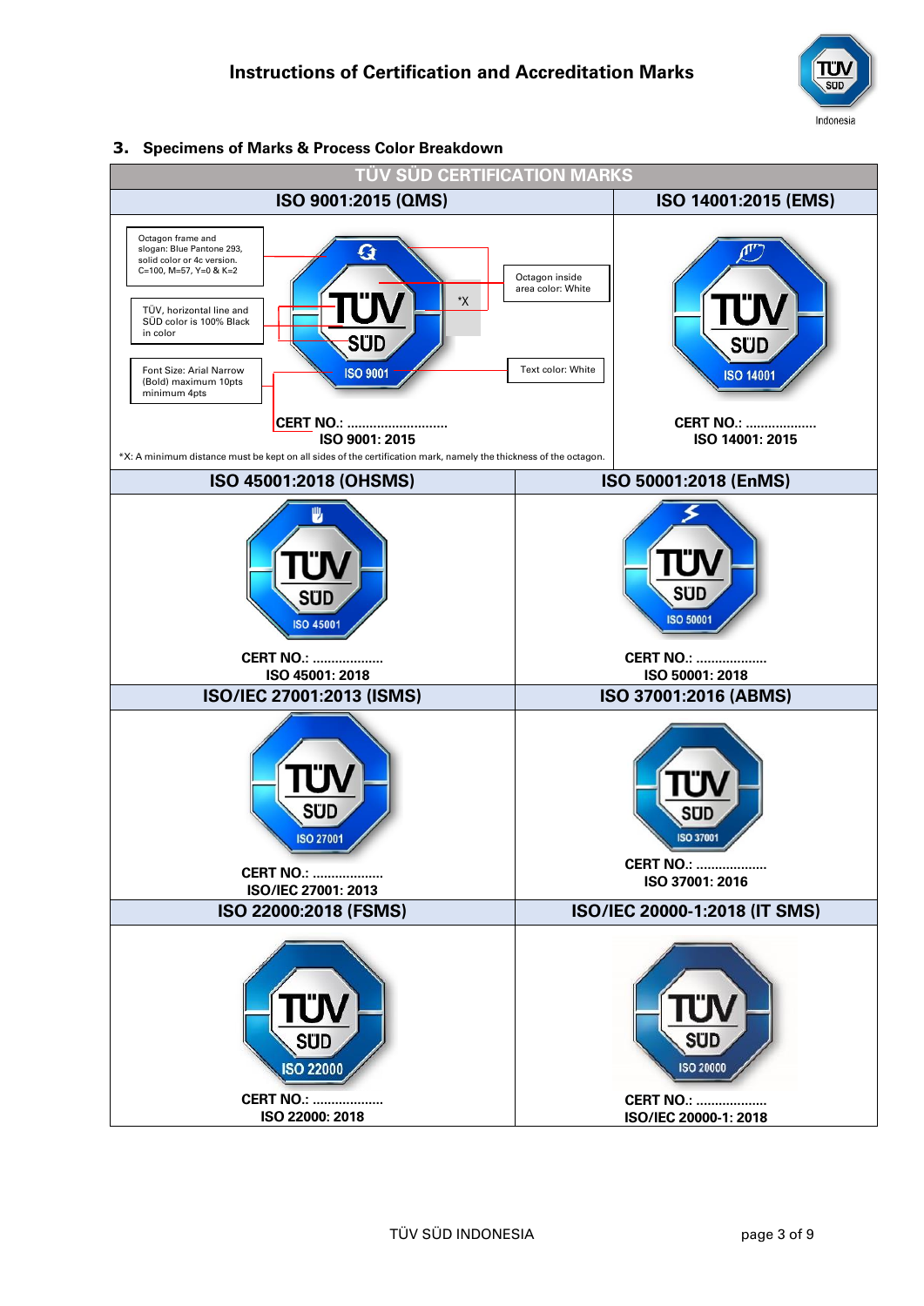## 3. Specimens of Marks & Process Color Breakdown

| TÜV SÜD CERTIFICATION MARKS | |
|---|---|
| **ISO 9001:2015 (QMS)** | **ISO 14001:2015 (EMS)** |
| Octagon frame and slogan: Blue Pantone 293, solid color or 4c version. C=100, M=57, Y=0 & K=2<br>TÜV, horizontal line and SÜD color is 100% Black in color<br>Font Size: Arial Narrow (Bold) maximum 10pts minimum 4pts<br>Octagon inside area color: White<br>Text color: White<br>*X<br>ISO 9001<br>**CERT NO.: ...........................**<br>**ISO 9001: 2015**<br>*X: A minimum distance must be kept on all sides of the certification mark, namely the thickness of the octagon. | ISO 14001<br>**CERT NO.: ...................**<br>**ISO 14001: 2015** |
| **ISO 45001:2018 (OHSMS)** | **ISO 50001:2018 (EnMS)** |
| ISO 45001<br>**CERT NO.: ...................**<br>**ISO 45001: 2018** | ISO 50001<br>**CERT NO.: ...................**<br>**ISO 50001: 2018** |
| **ISO/IEC 27001:2013 (ISMS)** | **ISO 37001:2016 (ABMS)** |
| ISO 27001<br>**CERT NO.: ...................**<br>**ISO/IEC 27001: 2013** | ISO 37001<br>**CERT NO.: ...................**<br>**ISO 37001: 2016** |
| **ISO 22000:2018 (FSMS)** | **ISO/IEC 20000-1:2018 (IT SMS)** |
| ISO 22000<br>**CERT NO.: ...................**<br>**ISO 22000: 2018** | ISO 20000<br>**CERT NO.: ...................**<br>**ISO/IEC 20000-1: 2018** |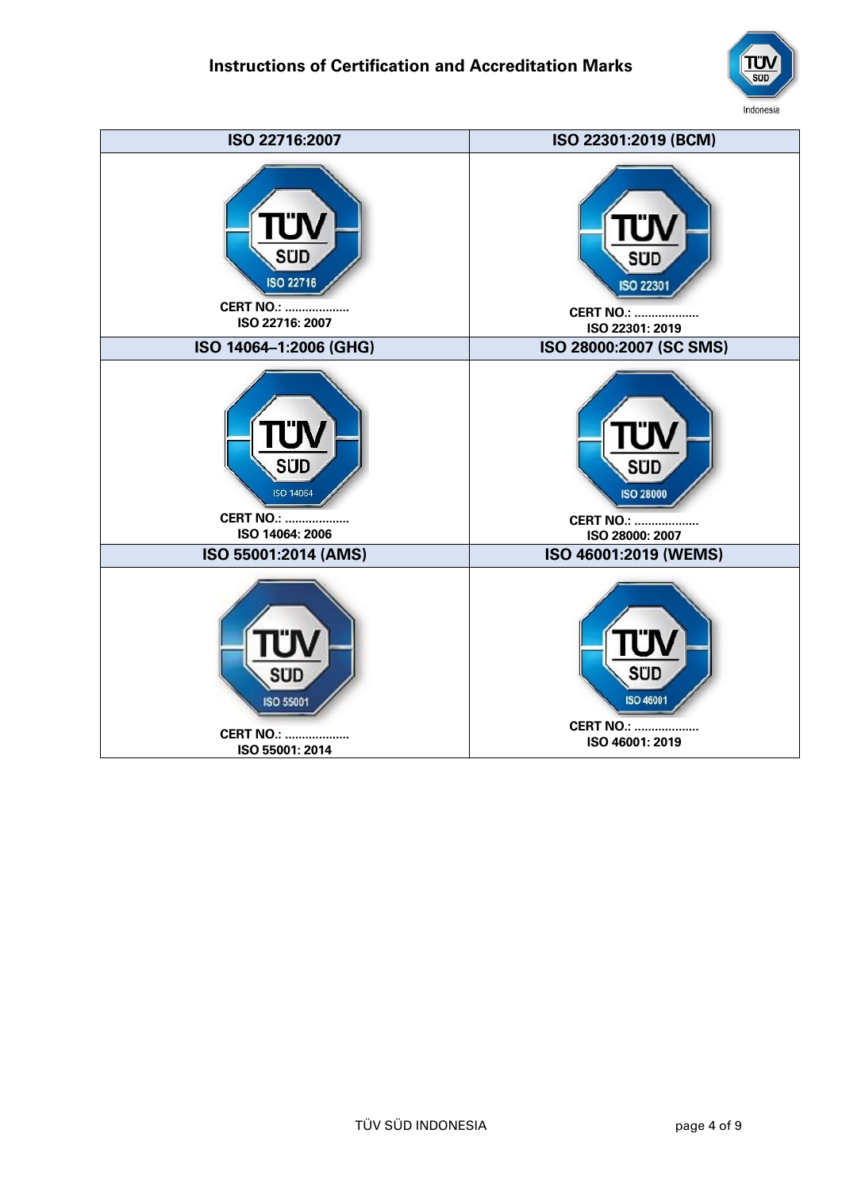| ISO 22716:2007 | ISO 22301:2019 (BCM) |
| --- | --- |
| TÜV SÜD ISO 22716<br>CERT NO.: ...................<br>ISO 22716: 2007 | TÜV SÜD ISO 22301<br>CERT NO.: ...................<br>ISO 22301: 2019 |
| **ISO 14064–1:2006 (GHG)** | **ISO 28000:2007 (SC SMS)** |
| TÜV SÜD ISO 14064<br>CERT NO.: ...................<br>ISO 14064: 2006 | TÜV SÜD ISO 28000<br>CERT NO.: ...................<br>ISO 28000: 2007 |
| **ISO 55001:2014 (AMS)** | **ISO 46001:2019 (WEMS)** |
| TÜV SÜD ISO 55001<br>CERT NO.: ...................<br>ISO 55001: 2014 | TÜV SÜD ISO 46001<br>CERT NO.: ...................<br>ISO 46001: 2019 |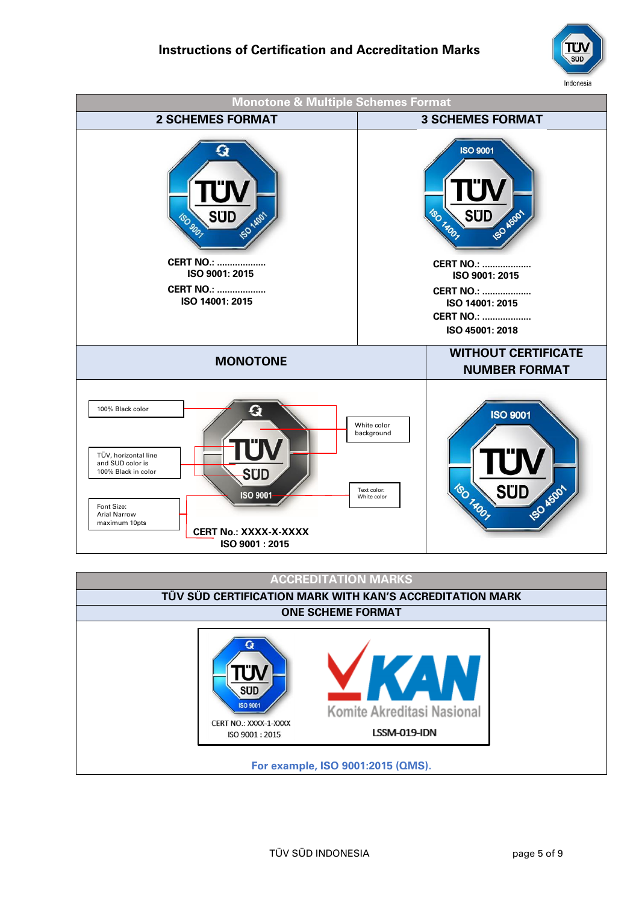# Instructions of Certification and Accreditation Marks

| Monotone & Multiple Schemes Format | |
|---|---|
| **2 SCHEMES FORMAT** | **3 SCHEMES FORMAT** |
| TÜV SÜD<br>ISO 9001 ISO 14001<br>**CERT NO.: ..................**<br>**ISO 9001: 2015**<br>**CERT NO.: ..................**<br>**ISO 14001: 2015** | ISO 9001<br>TÜV SÜD<br>ISO 14001 ISO 45001<br>**CERT NO.: ..................**<br>**ISO 9001: 2015**<br>**CERT NO.: ..................**<br>**ISO 14001: 2015**<br>**CERT NO.: ..................**<br>**ISO 45001: 2018** |
| **MONOTONE** | **WITHOUT CERTIFICATE NUMBER FORMAT** |
| 100% Black color<br>TÜV, horizontal line and SUD color is 100% Black in color<br>Font Size: Arial Narrow maximum 10pts<br>White color background<br>Text color: White color<br>TÜV SÜD<br>ISO 9001<br>**CERT No.: XXXX-X-XXXX**<br>**ISO 9001 : 2015** | ISO 9001<br>TÜV SÜD<br>ISO 14001 ISO 45001 |

| ACCREDITATION MARKS |
|---|
| **TÜV SÜD CERTIFICATION MARK WITH KAN'S ACCREDITATION MARK** |
| **ONE SCHEME FORMAT** |
| TÜV SÜD ISO 9001<br>CERT NO.: XXXX-1-XXXX<br>ISO 9001 : 2015<br>KAN Komite Akreditasi Nasional<br>LSSM-019-IDN<br>**For example, ISO 9001:2015 (QMS).** |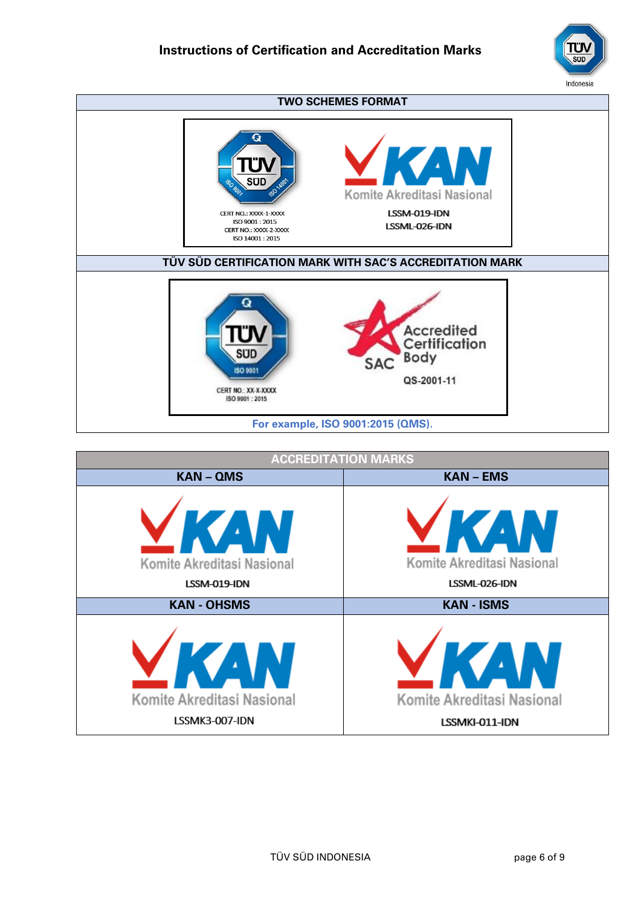## TWO SCHEMES FORMAT

TÜV SÜD — ISO 9001 — ISO 14001

CERT NO.: XXXX-1-XXXX
ISO 9001 : 2015
CERT NO.: XXXX-2-XXXX
ISO 14001 : 2015

KAN Komite Akreditasi Nasional

LSSM-019-IDN
LSSML-026-IDN

## TÜV SÜD CERTIFICATION MARK WITH SAC'S ACCREDITATION MARK

TÜV SÜD — ISO 9001

CERT NO.: XX-X-XXXX
ISO 9001 : 2015

SAC Accredited Certification Body

QS-2001-11

For example, ISO 9001:2015 (QMS).

## ACCREDITATION MARKS

| KAN – QMS | KAN – EMS |
|---|---|
| KAN Komite Akreditasi Nasional<br>LSSM-019-IDN | KAN Komite Akreditasi Nasional<br>LSSML-026-IDN |
| **KAN - OHSMS** | **KAN - ISMS** |
| KAN Komite Akreditasi Nasional<br>LSSMK3-007-IDN | KAN Komite Akreditasi Nasional<br>LSSMKI-011-IDN |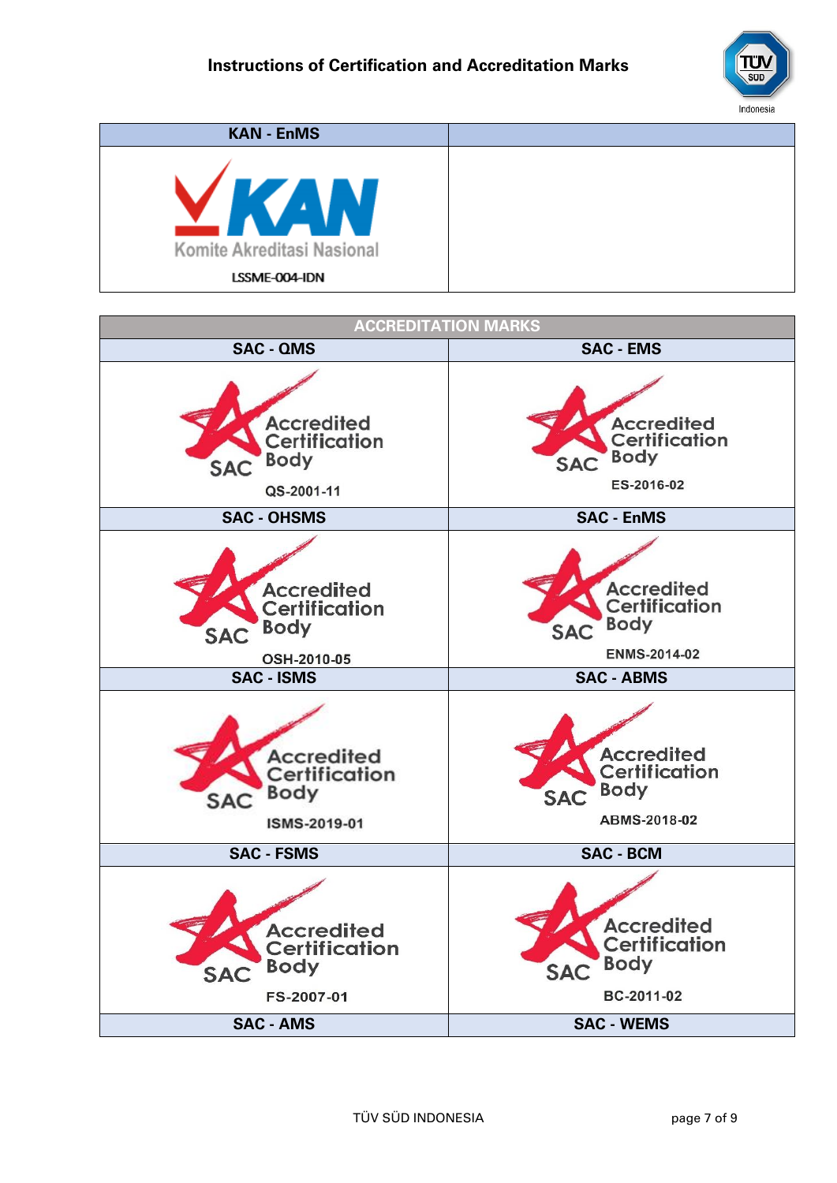| KAN - EnMS | |
|---|---|
| Komite Akreditasi Nasional<br>LSSME-004-IDN | |

| ACCREDITATION MARKS | |
|---|---|
| **SAC - QMS** | **SAC - EMS** |
| SAC Accredited Certification Body<br>QS-2001-11 | SAC Accredited Certification Body<br>ES-2016-02 |
| **SAC - OHSMS** | **SAC - EnMS** |
| SAC Accredited Certification Body<br>OSH-2010-05 | SAC Accredited Certification Body<br>ENMS-2014-02 |
| **SAC - ISMS** | **SAC - ABMS** |
| SAC Accredited Certification Body<br>ISMS-2019-01 | SAC Accredited Certification Body<br>ABMS-2018-02 |
| **SAC - FSMS** | **SAC - BCM** |
| SAC Accredited Certification Body<br>FS-2007-01 | SAC Accredited Certification Body<br>BC-2011-02 |
| **SAC - AMS** | **SAC - WEMS** |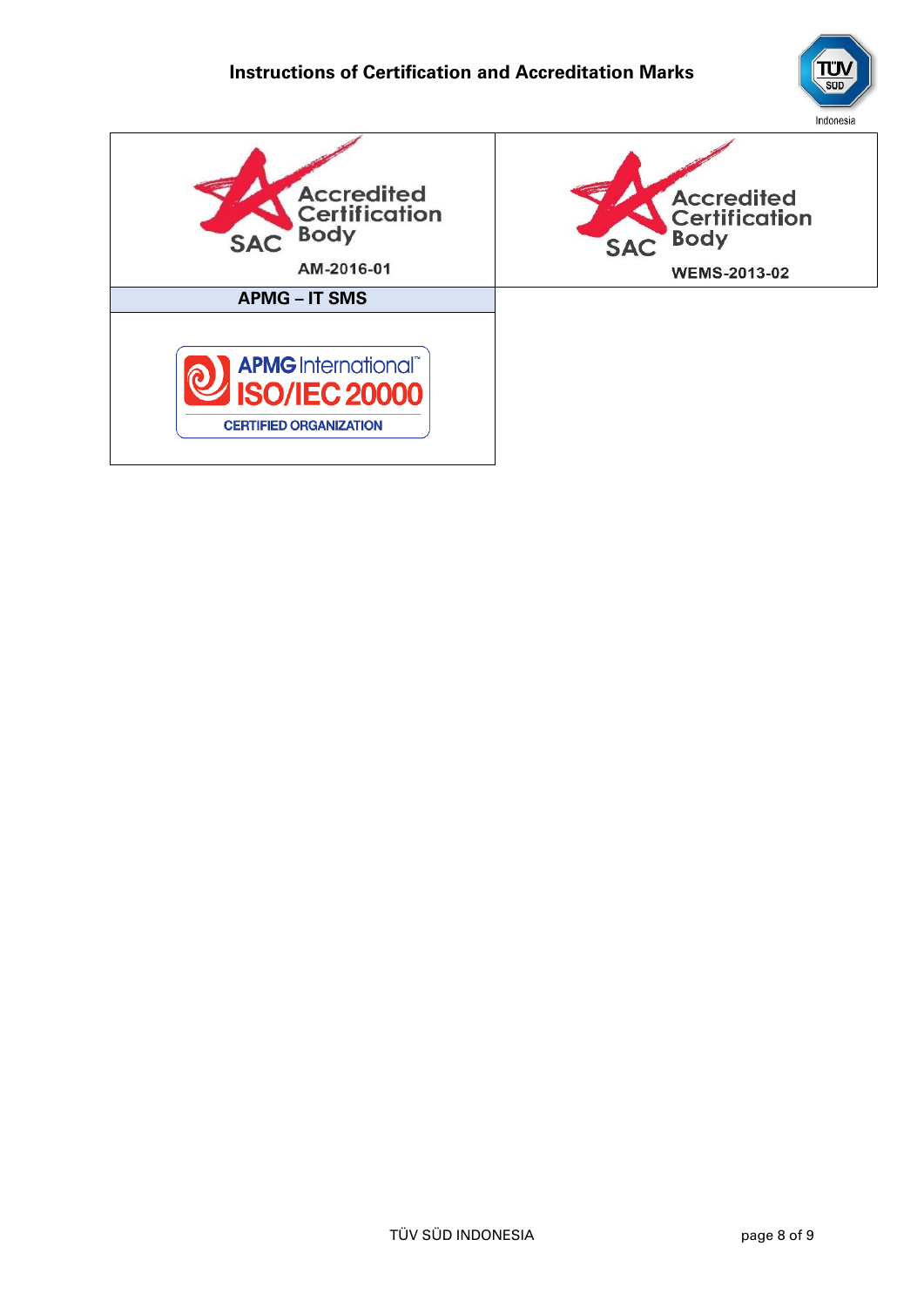| Accredited Certification Body SAC AM-2016-01 | Accredited Certification Body SAC WEMS-2013-02 |
|---|---|
| **APMG – IT SMS** | |
| APMG International™ ISO/IEC 20000 CERTIFIED ORGANIZATION | |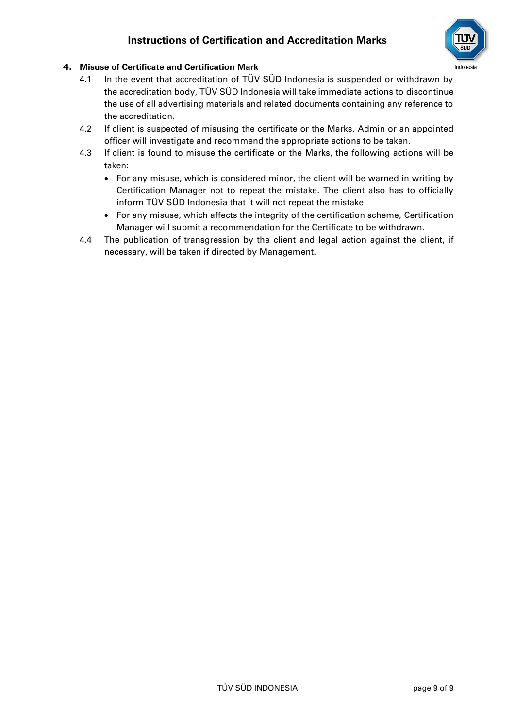## 4. Misuse of Certificate and Certification Mark

4.1 In the event that accreditation of TÜV SÜD Indonesia is suspended or withdrawn by the accreditation body, TÜV SÜD Indonesia will take immediate actions to discontinue the use of all advertising materials and related documents containing any reference to the accreditation.

4.2 If client is suspected of misusing the certificate or the Marks, Admin or an appointed officer will investigate and recommend the appropriate actions to be taken.

4.3 If client is found to misuse the certificate or the Marks, the following actions will be taken:

- For any misuse, which is considered minor, the client will be warned in writing by Certification Manager not to repeat the mistake. The client also has to officially inform TÜV SÜD Indonesia that it will not repeat the mistake
- For any misuse, which affects the integrity of the certification scheme, Certification Manager will submit a recommendation for the Certificate to be withdrawn.

4.4 The publication of transgression by the client and legal action against the client, if necessary, will be taken if directed by Management.